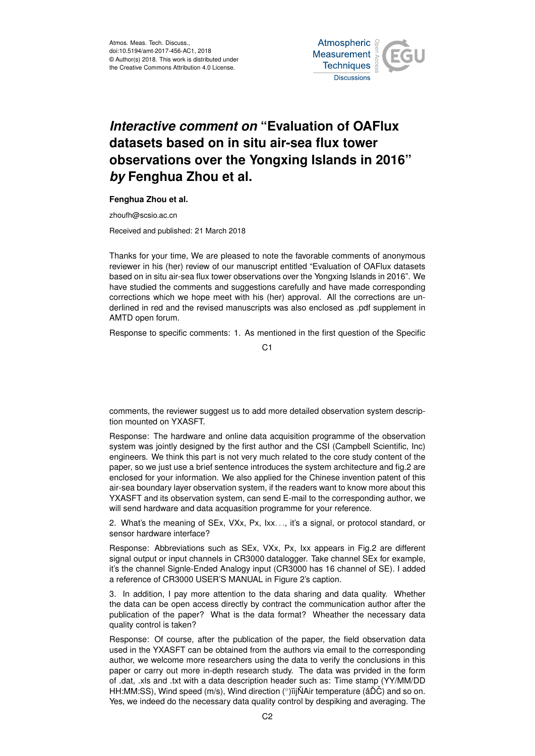# *Interactive comment on* "Evaluation of OAFlux datasets based on in situ air-sea flux tower observations over the Yongxing Islands in 2016" *by* Fenghua Zhou et al.

**Fenghua Zhou et al.**

zhoufh@scsio.ac.cn

Received and published: 21 March 2018

Thanks for your time, We are pleased to note the favorable comments of anonymous reviewer in his (her) review of our manuscript entitled "Evaluation of OAFlux datasets based on in situ air-sea flux tower observations over the Yongxing Islands in 2016". We have studied the comments and suggestions carefully and have made corresponding corrections which we hope meet with his (her) approval. All the corrections are underlined in red and the revised manuscripts was also enclosed as .pdf supplement in AMTD open forum.

Response to specific comments: 1. As mentioned in the first question of the Specific comments, the reviewer suggest us to add more detailed observation system description mounted on YXASFT.

Response: The hardware and online data acquisition programme of the observation system was jointly designed by the first author and the CSI (Campbell Scientific, Inc) engineers. We think this part is not very much related to the core study content of the paper, so we just use a brief sentence introduces the system architecture and fig.2 are enclosed for your information. We also applied for the Chinese invention patent of this air-sea boundary layer observation system, if the readers want to know more about this YXASFT and its observation system, can send E-mail to the corresponding author, we will send hardware and data acquasition programme for your reference.

2. What's the meaning of SEx, VXx, Px, Ixx. . ., it's a signal, or protocol standard, or sensor hardware interface?

Response: Abbreviations such as SEx, VXx, Px, Ixx appears in Fig.2 are different signal output or input channels in CR3000 datalogger. Take channel SEx for example, it's the channel Signle-Ended Analogy input (CR3000 has 16 channel of SE). I added a reference of CR3000 USER'S MANUAL in Figure 2's caption.

3. In addition, I pay more attention to the data sharing and data quality. Whether the data can be open access directly by contract the communication author after the publication of the paper? What is the data format? Wheather the necessary data quality control is taken?

Response: Of course, after the publication of the paper, the field observation data used in the YXASFT can be obtained from the authors via email to the corresponding author, we welcome more researchers using the data to verify the conclusions in this paper or carry out more in-depth research study. The data was prvided in the form of .dat, .xls and .txt with a data description header such as: Time stamp (YY/MM/DD HH:MM:SS), Wind speed (m/s), Wind direction (°)ïijŇAir temperature (âĎČ) and so on. Yes, we indeed do the necessary data quality control by despiking and averaging. The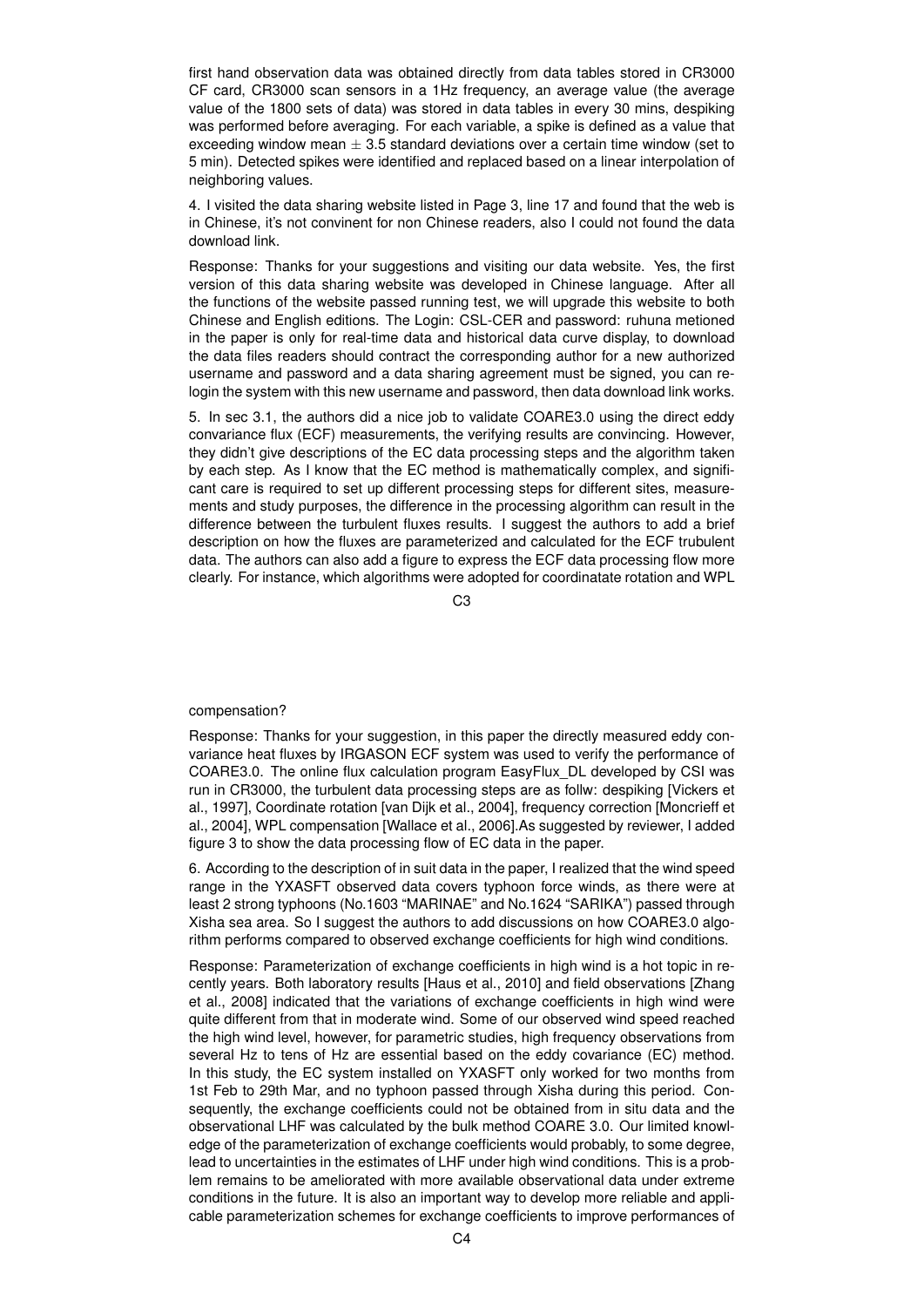first hand observation data was obtained directly from data tables stored in CR3000 CF card, CR3000 scan sensors in a 1Hz frequency, an average value (the average value of the 1800 sets of data) was stored in data tables in every 30 mins, despiking was performed before averaging. For each variable, a spike is defined as a value that exceeding window mean $\pm$ 3.5 standard deviations over a certain time window (set to 5 min). Detected spikes were identified and replaced based on a linear interpolation of neighboring values.

4. I visited the data sharing website listed in Page 3, line 17 and found that the web is in Chinese, it's not convinent for non Chinese readers, also I could not found the data download link.

Response: Thanks for your suggestions and visiting our data website. Yes, the first version of this data sharing website was developed in Chinese language. After all the functions of the website passed running test, we will upgrade this website to both Chinese and English editions. The Login: CSL-CER and password: ruhuna metioned in the paper is only for real-time data and historical data curve display, to download the data files readers should contract the corresponding author for a new authorized username and password and a data sharing agreement must be signed, you can re-login the system with this new username and password, then data download link works.

5. In sec 3.1, the authors did a nice job to validate COARE3.0 using the direct eddy convariance flux (ECF) measurements, the verifying results are convincing. However, they didn't give descriptions of the EC data processing steps and the algorithm taken by each step. As I know that the EC method is mathematically complex, and significant care is required to set up different processing steps for different sites, measurements and study purposes, the difference in the processing algorithm can result in the difference between the turbulent fluxes results. I suggest the authors to add a brief description on how the fluxes are parameterized and calculated for the ECF trubulent data. The authors can also add a figure to express the ECF data processing flow more clearly. For instance, which algorithms were adopted for coordinatate rotation and WPL compensation?

Response: Thanks for your suggestion, in this paper the directly measured eddy convariance heat fluxes by IRGASON ECF system was used to verify the performance of COARE3.0. The online flux calculation program EasyFlux_DL developed by CSI was run in CR3000, the turbulent data processing steps are as follw: despiking [Vickers et al., 1997], Coordinate rotation [van Dijk et al., 2004], frequency correction [Moncrieff et al., 2004], WPL compensation [Wallace et al., 2006].As suggested by reviewer, I added figure 3 to show the data processing flow of EC data in the paper.

6. According to the description of in suit data in the paper, I realized that the wind speed range in the YXASFT observed data covers typhoon force winds, as there were at least 2 strong typhoons (No.1603 "MARINAE" and No.1624 "SARIKA") passed through Xisha sea area. So I suggest the authors to add discussions on how COARE3.0 algorithm performs compared to observed exchange coefficients for high wind conditions.

Response: Parameterization of exchange coefficients in high wind is a hot topic in recently years. Both laboratory results [Haus et al., 2010] and field observations [Zhang et al., 2008] indicated that the variations of exchange coefficients in high wind were quite different from that in moderate wind. Some of our observed wind speed reached the high wind level, however, for parametric studies, high frequency observations from several Hz to tens of Hz are essential based on the eddy covariance (EC) method. In this study, the EC system installed on YXASFT only worked for two months from 1st Feb to 29th Mar, and no typhoon passed through Xisha during this period. Consequently, the exchange coefficients could not be obtained from in situ data and the observational LHF was calculated by the bulk method COARE 3.0. Our limited knowledge of the parameterization of exchange coefficients would probably, to some degree, lead to uncertainties in the estimates of LHF under high wind conditions. This is a problem remains to be ameliorated with more available observational data under extreme conditions in the future. It is also an important way to develop more reliable and applicable parameterization schemes for exchange coefficients to improve performances of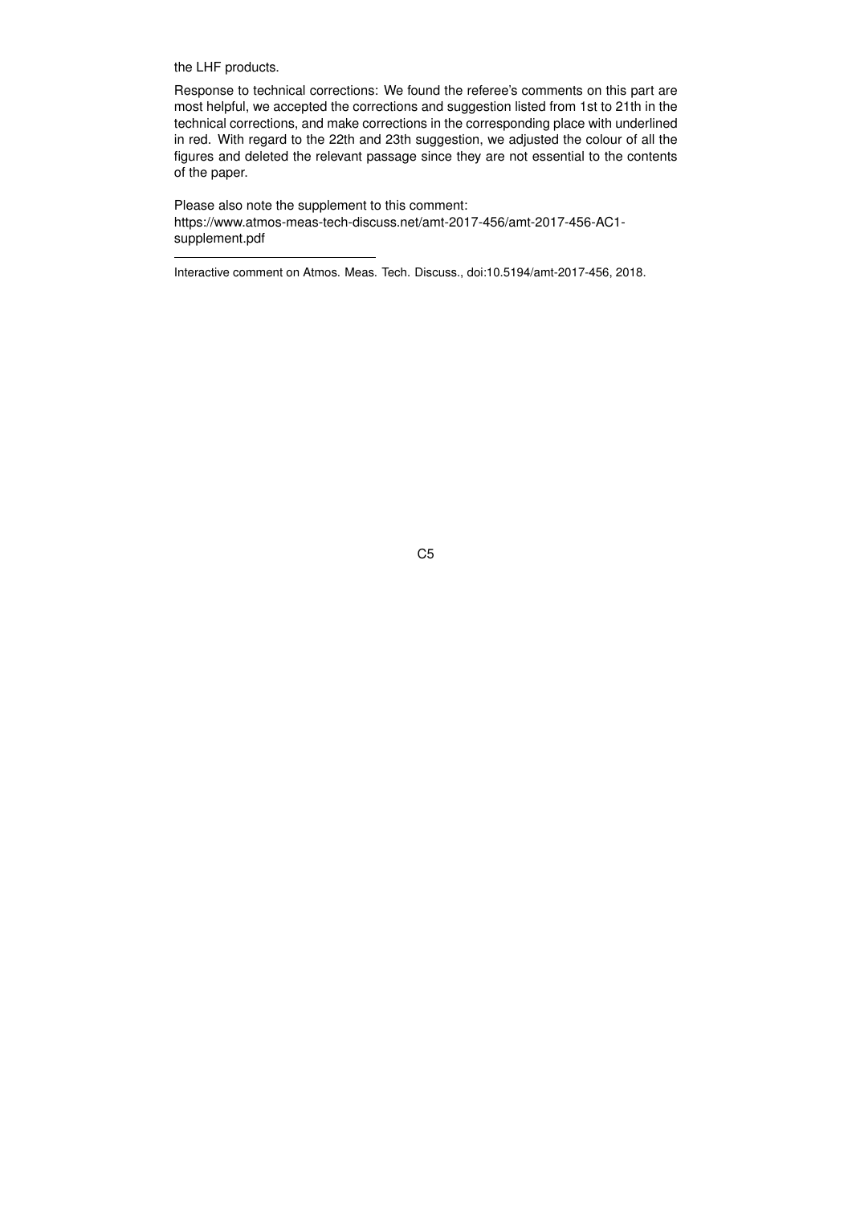the LHF products.

Response to technical corrections: We found the referee's comments on this part are most helpful, we accepted the corrections and suggestion listed from 1st to 21th in the technical corrections, and make corrections in the corresponding place with underlined in red. With regard to the 22th and 23th suggestion, we adjusted the colour of all the figures and deleted the relevant passage since they are not essential to the contents of the paper.

Please also note the supplement to this comment:
https://www.atmos-meas-tech-discuss.net/amt-2017-456/amt-2017-456-AC1-supplement.pdf

---

Interactive comment on Atmos. Meas. Tech. Discuss., doi:10.5194/amt-2017-456, 2018.